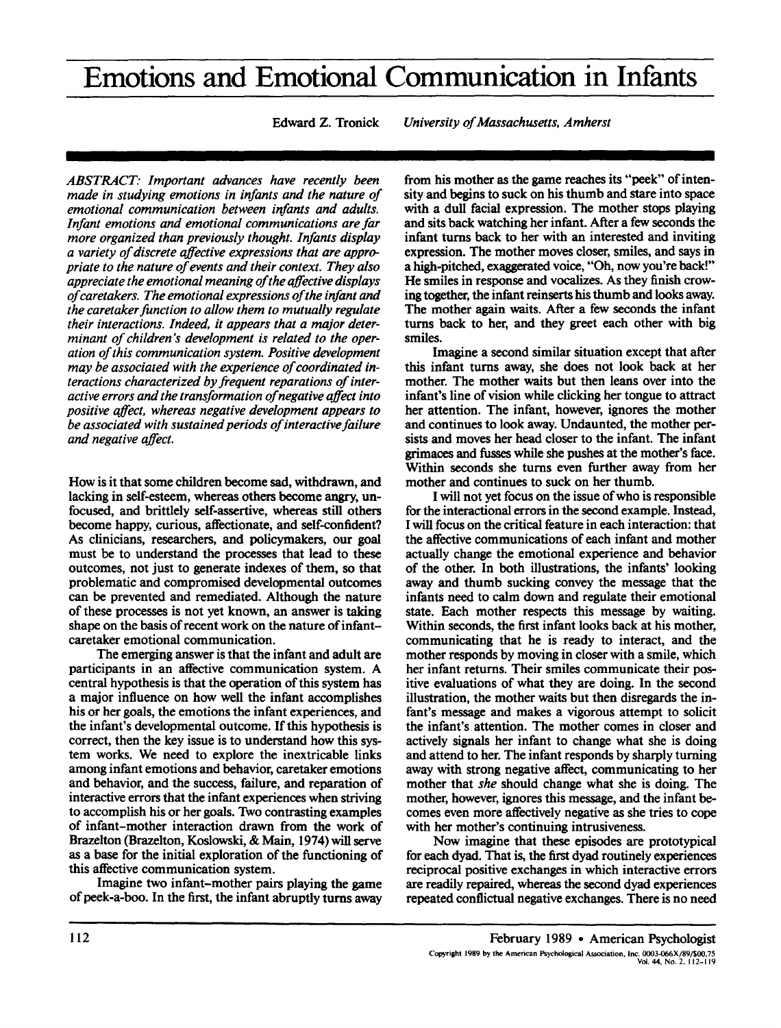# Emotions and Emotional Communication in Infants

Edward Z. Tronick *University of Massachusetts, Amherst*

*ABSTRACT: Important advances have recently been made in studying emotions in infants and the nature of emotional communication between infants and adults. Infant emotions and emotional communications are far more organized than previously thought. Infants display a variety of discrete affective expressions that are appropriate to the nature of events and their context. They also appreciate the emotional meaning of the affective displays of caretakers. The emotional expressions of the infant and the caretaker function to allow them to mutually regulate their interactions. Indeed, it appears that a major determinant of children's development is related to the operation of this communication system. Positive development may be associated with the experience of coordinated interactions characterized by frequent reparations of interactive errors and the transformation of negative affect into positive affect, whereas negative development appears to be associated with sustained periods of interactive failure and negative affect.*

How is it that some children become sad, withdrawn, and lacking in self-esteem, whereas others become angry, unfocused, and brittlely self-assertive, whereas still others become happy, curious, affectionate, and self-confident? As clinicians, researchers, and policymakers, our goal must be to understand the processes that lead to these outcomes, not just to generate indexes of them, so that problematic and compromised developmental outcomes can be prevented and remediated. Although the nature of these processes is not yet known, an answer is taking shape on the basis of recent work on the nature of infant–caretaker emotional communication.

The emerging answer is that the infant and adult are participants in an affective communication system. A central hypothesis is that the operation of this system has a major influence on how well the infant accomplishes his or her goals, the emotions the infant experiences, and the infant's developmental outcome. If this hypothesis is correct, then the key issue is to understand how this system works. We need to explore the inextricable links among infant emotions and behavior, caretaker emotions and behavior, and the success, failure, and reparation of interactive errors that the infant experiences when striving to accomplish his or her goals. Two contrasting examples of infant–mother interaction drawn from the work of Brazelton (Brazelton, Koslowski, & Main, 1974) will serve as a base for the initial exploration of the functioning of this affective communication system.

Imagine two infant–mother pairs playing the game of peek-a-boo. In the first, the infant abruptly turns away from his mother as the game reaches its "peek" of intensity and begins to suck on his thumb and stare into space with a dull facial expression. The mother stops playing and sits back watching her infant. After a few seconds the infant turns back to her with an interested and inviting expression. The mother moves closer, smiles, and says in a high-pitched, exaggerated voice, "Oh, now you're back!" He smiles in response and vocalizes. As they finish crowing together, the infant reinserts his thumb and looks away. The mother again waits. After a few seconds the infant turns back to her, and they greet each other with big smiles.

Imagine a second similar situation except that after this infant turns away, she does not look back at her mother. The mother waits but then leans over into the infant's line of vision while clicking her tongue to attract her attention. The infant, however, ignores the mother and continues to look away. Undaunted, the mother persists and moves her head closer to the infant. The infant grimaces and fusses while she pushes at the mother's face. Within seconds she turns even further away from her mother and continues to suck on her thumb.

I will not yet focus on the issue of who is responsible for the interactional errors in the second example. Instead, I will focus on the critical feature in each interaction: that the affective communications of each infant and mother actually change the emotional experience and behavior of the other. In both illustrations, the infants' looking away and thumb sucking convey the message that the infants need to calm down and regulate their emotional state. Each mother respects this message by waiting. Within seconds, the first infant looks back at his mother, communicating that he is ready to interact, and the mother responds by moving in closer with a smile, which her infant returns. Their smiles communicate their positive evaluations of what they are doing. In the second illustration, the mother waits but then disregards the infant's message and makes a vigorous attempt to solicit the infant's attention. The mother comes in closer and actively signals her infant to change what she is doing and attend to her. The infant responds by sharply turning away with strong negative affect, communicating to her mother that *she* should change what she is doing. The mother, however, ignores this message, and the infant becomes even more affectively negative as she tries to cope with her mother's continuing intrusiveness.

Now imagine that these episodes are prototypical for each dyad. That is, the first dyad routinely experiences reciprocal positive exchanges in which interactive errors are readily repaired, whereas the second dyad experiences repeated conflictual negative exchanges. There is no need

Copyright 1989 by the American Psychological Association, Inc. 0003-066X/89/$00.75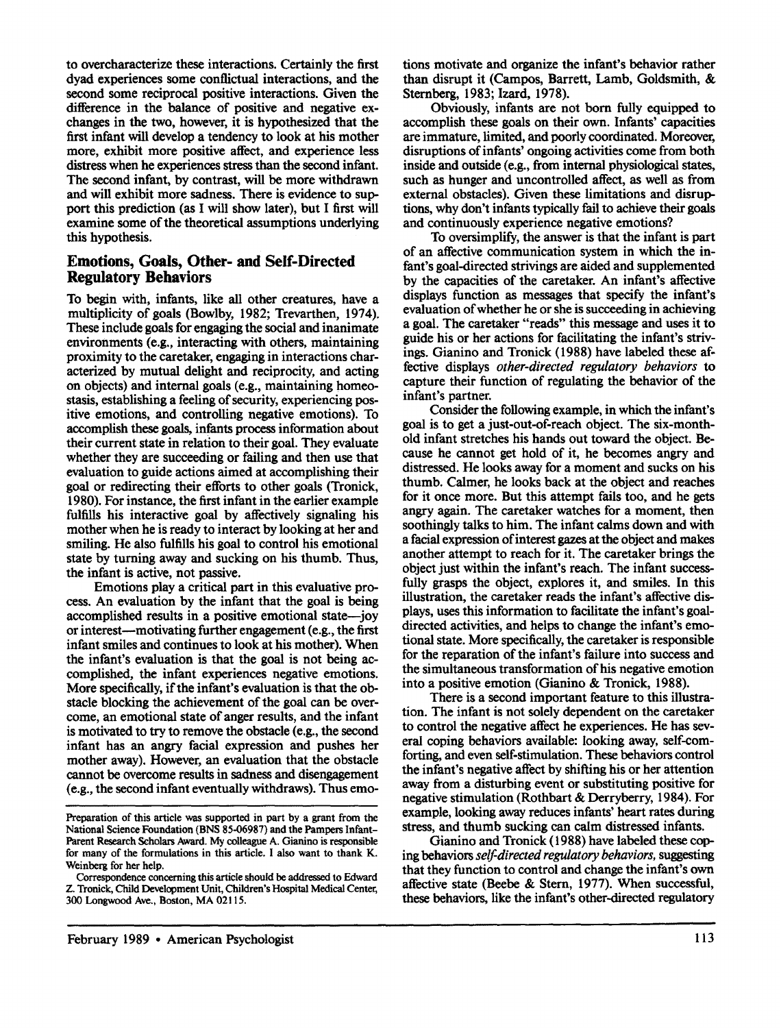to overcharacterize these interactions. Certainly the first dyad experiences some conflictual interactions, and the second some reciprocal positive interactions. Given the difference in the balance of positive and negative exchanges in the two, however, it is hypothesized that the first infant will develop a tendency to look at his mother more, exhibit more positive affect, and experience less distress when he experiences stress than the second infant. The second infant, by contrast, will be more withdrawn and will exhibit more sadness. There is evidence to support this prediction (as I will show later), but I first will examine some of the theoretical assumptions underlying this hypothesis.

## Emotions, Goals, Other- and Self-Directed Regulatory Behaviors

To begin with, infants, like all other creatures, have a multiplicity of goals (Bowlby, 1982; Trevarthen, 1974). These include goals for engaging the social and inanimate environments (e.g., interacting with others, maintaining proximity to the caretaker, engaging in interactions characterized by mutual delight and reciprocity, and acting on objects) and internal goals (e.g., maintaining homeostasis, establishing a feeling of security, experiencing positive emotions, and controlling negative emotions). To accomplish these goals, infants process information about their current state in relation to their goal. They evaluate whether they are succeeding or failing and then use that evaluation to guide actions aimed at accomplishing their goal or redirecting their efforts to other goals (Tronick, 1980). For instance, the first infant in the earlier example fulfills his interactive goal by affectively signaling his mother when he is ready to interact by looking at her and smiling. He also fulfills his goal to control his emotional state by turning away and sucking on his thumb. Thus, the infant is active, not passive.

Emotions play a critical part in this evaluative process. An evaluation by the infant that the goal is being accomplished results in a positive emotional state—joy or interest—motivating further engagement (e.g., the first infant smiles and continues to look at his mother). When the infant's evaluation is that the goal is not being accomplished, the infant experiences negative emotions. More specifically, if the infant's evaluation is that the obstacle blocking the achievement of the goal can be overcome, an emotional state of anger results, and the infant is motivated to try to remove the obstacle (e.g., the second infant has an angry facial expression and pushes her mother away). However, an evaluation that the obstacle cannot be overcome results in sadness and disengagement (e.g., the second infant eventually withdraws). Thus emotions motivate and organize the infant's behavior rather than disrupt it (Campos, Barrett, Lamb, Goldsmith, & Sternberg, 1983; Izard, 1978).

Obviously, infants are not born fully equipped to accomplish these goals on their own. Infants' capacities are immature, limited, and poorly coordinated. Moreover, disruptions of infants' ongoing activities come from both inside and outside (e.g., from internal physiological states, such as hunger and uncontrolled affect, as well as from external obstacles). Given these limitations and disruptions, why don't infants typically fail to achieve their goals and continuously experience negative emotions?

To oversimplify, the answer is that the infant is part of an affective communication system in which the infant's goal-directed strivings are aided and supplemented by the capacities of the caretaker. An infant's affective displays function as messages that specify the infant's evaluation of whether he or she is succeeding in achieving a goal. The caretaker "reads" this message and uses it to guide his or her actions for facilitating the infant's strivings. Gianino and Tronick (1988) have labeled these affective displays *other-directed regulatory behaviors* to capture their function of regulating the behavior of the infant's partner.

Consider the following example, in which the infant's goal is to get a just-out-of-reach object. The six-month-old infant stretches his hands out toward the object. Because he cannot get hold of it, he becomes angry and distressed. He looks away for a moment and sucks on his thumb. Calmer, he looks back at the object and reaches for it once more. But this attempt fails too, and he gets angry again. The caretaker watches for a moment, then soothingly talks to him. The infant calms down and with a facial expression of interest gazes at the object and makes another attempt to reach for it. The caretaker brings the object just within the infant's reach. The infant successfully grasps the object, explores it, and smiles. In this illustration, the caretaker reads the infant's affective displays, uses this information to facilitate the infant's goal-directed activities, and helps to change the infant's emotional state. More specifically, the caretaker is responsible for the reparation of the infant's failure into success and the simultaneous transformation of his negative emotion into a positive emotion (Gianino & Tronick, 1988).

There is a second important feature to this illustration. The infant is not solely dependent on the caretaker to control the negative affect he experiences. He has several coping behaviors available: looking away, self-comforting, and even self-stimulation. These behaviors control the infant's negative affect by shifting his or her attention away from a disturbing event or substituting positive for negative stimulation (Rothbart & Derryberry, 1984). For example, looking away reduces infants' heart rates during stress, and thumb sucking can calm distressed infants.

Gianino and Tronick (1988) have labeled these coping behaviors *self-directed regulatory behaviors*, suggesting that they function to control and change the infant's own affective state (Beebe & Stern, 1977). When successful, these behaviors, like the infant's other-directed regulatory

Preparation of this article was supported in part by a grant from the National Science Foundation (BNS 85-06987) and the Pampers Infant-Parent Research Scholars Award. My colleague A. Gianino is responsible for many of the formulations in this article. I also want to thank K. Weinberg for her help.

Correspondence concerning this article should be addressed to Edward Z. Tronick, Child Development Unit, Children's Hospital Medical Center, 300 Longwood Ave., Boston, MA 02115.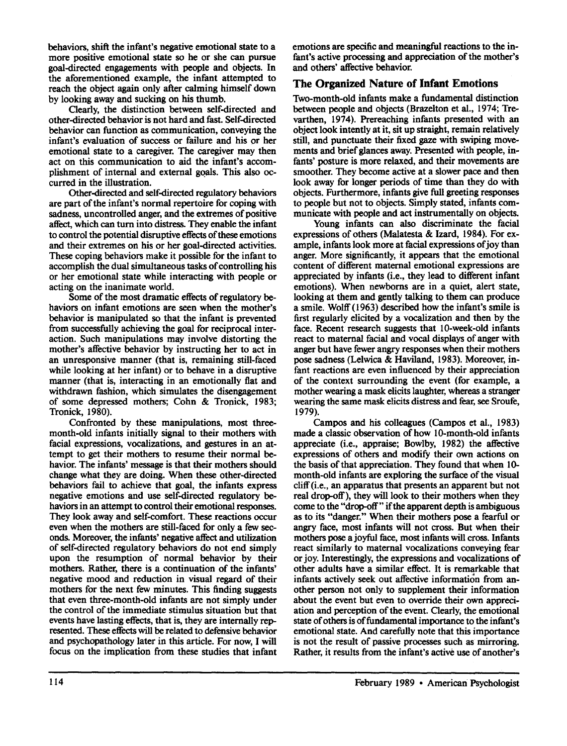behaviors, shift the infant's negative emotional state to a more positive emotional state so he or she can pursue goal-directed engagements with people and objects. In the aforementioned example, the infant attempted to reach the object again only after calming himself down by looking away and sucking on his thumb.

Clearly, the distinction between self-directed and other-directed behavior is not hard and fast. Self-directed behavior can function as communication, conveying the infant's evaluation of success or failure and his or her emotional state to a caregiver. The caregiver may then act on this communication to aid the infant's accomplishment of internal and external goals. This also occurred in the illustration.

Other-directed and self-directed regulatory behaviors are part of the infant's normal repertoire for coping with sadness, uncontrolled anger, and the extremes of positive affect, which can turn into distress. They enable the infant to control the potential disruptive effects of these emotions and their extremes on his or her goal-directed activities. These coping behaviors make it possible for the infant to accomplish the dual simultaneous tasks of controlling his or her emotional state while interacting with people or acting on the inanimate world.

Some of the most dramatic effects of regulatory behaviors on infant emotions are seen when the mother's behavior is manipulated so that the infant is prevented from successfully achieving the goal for reciprocal interaction. Such manipulations may involve distorting the mother's affective behavior by instructing her to act in an unresponsive manner (that is, remaining still-faced while looking at her infant) or to behave in a disruptive manner (that is, interacting in an emotionally flat and withdrawn fashion, which simulates the disengagement of some depressed mothers; Cohn & Tronick, 1983; Tronick, 1980).

Confronted by these manipulations, most three-month-old infants initially signal to their mothers with facial expressions, vocalizations, and gestures in an attempt to get their mothers to resume their normal behavior. The infants' message is that their mothers should change what they are doing. When these other-directed behaviors fail to achieve that goal, the infants express negative emotions and use self-directed regulatory behaviors in an attempt to control their emotional responses. They look away and self-comfort. These reactions occur even when the mothers are still-faced for only a few seconds. Moreover, the infants' negative affect and utilization of self-directed regulatory behaviors do not end simply upon the resumption of normal behavior by their mothers. Rather, there is a continuation of the infants' negative mood and reduction in visual regard of their mothers for the next few minutes. This finding suggests that even three-month-old infants are not simply under the control of the immediate stimulus situation but that events have lasting effects, that is, they are internally represented. These effects will be related to defensive behavior and psychopathology later in this article. For now, I will focus on the implication from these studies that infant emotions are specific and meaningful reactions to the infant's active processing and appreciation of the mother's and others' affective behavior.

## The Organized Nature of Infant Emotions

Two-month-old infants make a fundamental distinction between people and objects (Brazelton et al., 1974; Trevarthen, 1974). Prereaching infants presented with an object look intently at it, sit up straight, remain relatively still, and punctuate their fixed gaze with swiping movements and brief glances away. Presented with people, infants' posture is more relaxed, and their movements are smoother. They become active at a slower pace and then look away for longer periods of time than they do with objects. Furthermore, infants give full greeting responses to people but not to objects. Simply stated, infants communicate with people and act instrumentally on objects.

Young infants can also discriminate the facial expressions of others (Malatesta & Izard, 1984). For example, infants look more at facial expressions of joy than anger. More significantly, it appears that the emotional content of different maternal emotional expressions are appreciated by infants (i.e., they lead to different infant emotions). When newborns are in a quiet, alert state, looking at them and gently talking to them can produce a smile. Wolff (1963) described how the infant's smile is first regularly elicited by a vocalization and then by the face. Recent research suggests that 10-week-old infants react to maternal facial and vocal displays of anger with anger but have fewer angry responses when their mothers pose sadness (Lelwica & Haviland, 1983). Moreover, infant reactions are even influenced by their appreciation of the context surrounding the event (for example, a mother wearing a mask elicits laughter, whereas a stranger wearing the same mask elicits distress and fear, see Sroufe, 1979).

Campos and his colleagues (Campos et al., 1983) made a classic observation of how 10-month-old infants appreciate (i.e., appraise; Bowlby, 1982) the affective expressions of others and modify their own actions on the basis of that appreciation. They found that when 10-month-old infants are exploring the surface of the visual cliff (i.e., an apparatus that presents an apparent but not real drop-off), they will look to their mothers when they come to the "drop-off" if the apparent depth is ambiguous as to its "danger." When their mothers pose a fearful or angry face, most infants will not cross. But when their mothers pose a joyful face, most infants will cross. Infants react similarly to maternal vocalizations conveying fear or joy. Interestingly, the expressions and vocalizations of other adults have a similar effect. It is remarkable that infants actively seek out affective information from another person not only to supplement their information about the event but even to override their own appreciation and perception of the event. Clearly, the emotional state of others is of fundamental importance to the infant's emotional state. And carefully note that this importance is not the result of passive processes such as mirroring. Rather, it results from the infant's active use of another's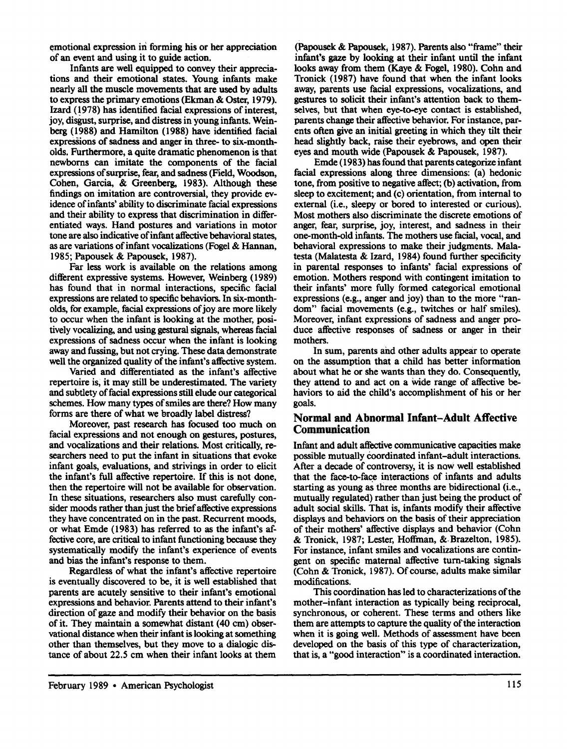emotional expression in forming his or her appreciation of an event and using it to guide action.

Infants are well equipped to convey their appreciations and their emotional states. Young infants make nearly all the muscle movements that are used by adults to express the primary emotions (Ekman & Oster, 1979). Izard (1978) has identified facial expressions of interest, joy, disgust, surprise, and distress in young infants. Weinberg (1988) and Hamilton (1988) have identified facial expressions of sadness and anger in three- to six-month-olds. Furthermore, a quite dramatic phenomenon is that newborns can imitate the components of the facial expressions of surprise, fear, and sadness (Field, Woodson, Cohen, Garcia, & Greenberg, 1983). Although these findings on imitation are controversial, they provide evidence of infants' ability to discriminate facial expressions and their ability to express that discrimination in differentiated ways. Hand postures and variations in motor tone are also indicative of infant affective behavioral states, as are variations of infant vocalizations (Fogel & Hannan, 1985; Papousek & Papousek, 1987).

Far less work is available on the relations among different expressive systems. However, Weinberg (1989) has found that in normal interactions, specific facial expressions are related to specific behaviors. In six-month-olds, for example, facial expressions of joy are more likely to occur when the infant is looking at the mother, positively vocalizing, and using gestural signals, whereas facial expressions of sadness occur when the infant is looking away and fussing, but not crying. These data demonstrate well the organized quality of the infant's affective system.

Varied and differentiated as the infant's affective repertoire is, it may still be underestimated. The variety and subtlety of facial expressions still elude our categorical schemes. How many types of smiles are there? How many forms are there of what we broadly label distress?

Moreover, past research has focused too much on facial expressions and not enough on gestures, postures, and vocalizations and their relations. Most critically, researchers need to put the infant in situations that evoke infant goals, evaluations, and strivings in order to elicit the infant's full affective repertoire. If this is not done, then the repertoire will not be available for observation. In these situations, researchers also must carefully consider moods rather than just the brief affective expressions they have concentrated on in the past. Recurrent moods, or what Emde (1983) has referred to as the infant's affective core, are critical to infant functioning because they systematically modify the infant's experience of events and bias the infant's response to them.

Regardless of what the infant's affective repertoire is eventually discovered to be, it is well established that parents are acutely sensitive to their infant's emotional expressions and behavior. Parents attend to their infant's direction of gaze and modify their behavior on the basis of it. They maintain a somewhat distant (40 cm) observational distance when their infant is looking at something other than themselves, but they move to a dialogic distance of about 22.5 cm when their infant looks at them (Papousek & Papousek, 1987). Parents also "frame" their infant's gaze by looking at their infant until the infant looks away from them (Kaye & Fogel, 1980). Cohn and Tronick (1987) have found that when the infant looks away, parents use facial expressions, vocalizations, and gestures to solicit their infant's attention back to themselves, but that when eye-to-eye contact is established, parents change their affective behavior. For instance, parents often give an initial greeting in which they tilt their head slightly back, raise their eyebrows, and open their eyes and mouth wide (Papousek & Papousek, 1987).

Emde (1983) has found that parents categorize infant facial expressions along three dimensions: (a) hedonic tone, from positive to negative affect; (b) activation, from sleep to excitement; and (c) orientation, from internal to external (i.e., sleepy or bored to interested or curious). Most mothers also discriminate the discrete emotions of anger, fear, surprise, joy, interest, and sadness in their one-month-old infants. The mothers use facial, vocal, and behavioral expressions to make their judgments. Malatesta (Malatesta & Izard, 1984) found further specificity in parental responses to infants' facial expressions of emotion. Mothers respond with contingent imitation to their infants' more fully formed categorical emotional expressions (e.g., anger and joy) than to the more "random" facial movements (e.g., twitches or half smiles). Moreover, infant expressions of sadness and anger produce affective responses of sadness or anger in their mothers.

In sum, parents and other adults appear to operate on the assumption that a child has better information about what he or she wants than they do. Consequently, they attend to and act on a wide range of affective behaviors to aid the child's accomplishment of his or her goals.

## Normal and Abnormal Infant–Adult Affective Communication

Infant and adult affective communicative capacities make possible mutually coordinated infant–adult interactions. After a decade of controversy, it is now well established that the face-to-face interactions of infants and adults starting as young as three months are bidirectional (i.e., mutually regulated) rather than just being the product of adult social skills. That is, infants modify their affective displays and behaviors on the basis of their appreciation of their mothers' affective displays and behavior (Cohn & Tronick, 1987; Lester, Hoffman, & Brazelton, 1985). For instance, infant smiles and vocalizations are contingent on specific maternal affective turn-taking signals (Cohn & Tronick, 1987). Of course, adults make similar modifications.

This coordination has led to characterizations of the mother–infant interaction as typically being reciprocal, synchronous, or coherent. These terms and others like them are attempts to capture the quality of the interaction when it is going well. Methods of assessment have been developed on the basis of this type of characterization, that is, a "good interaction" is a coordinated interaction.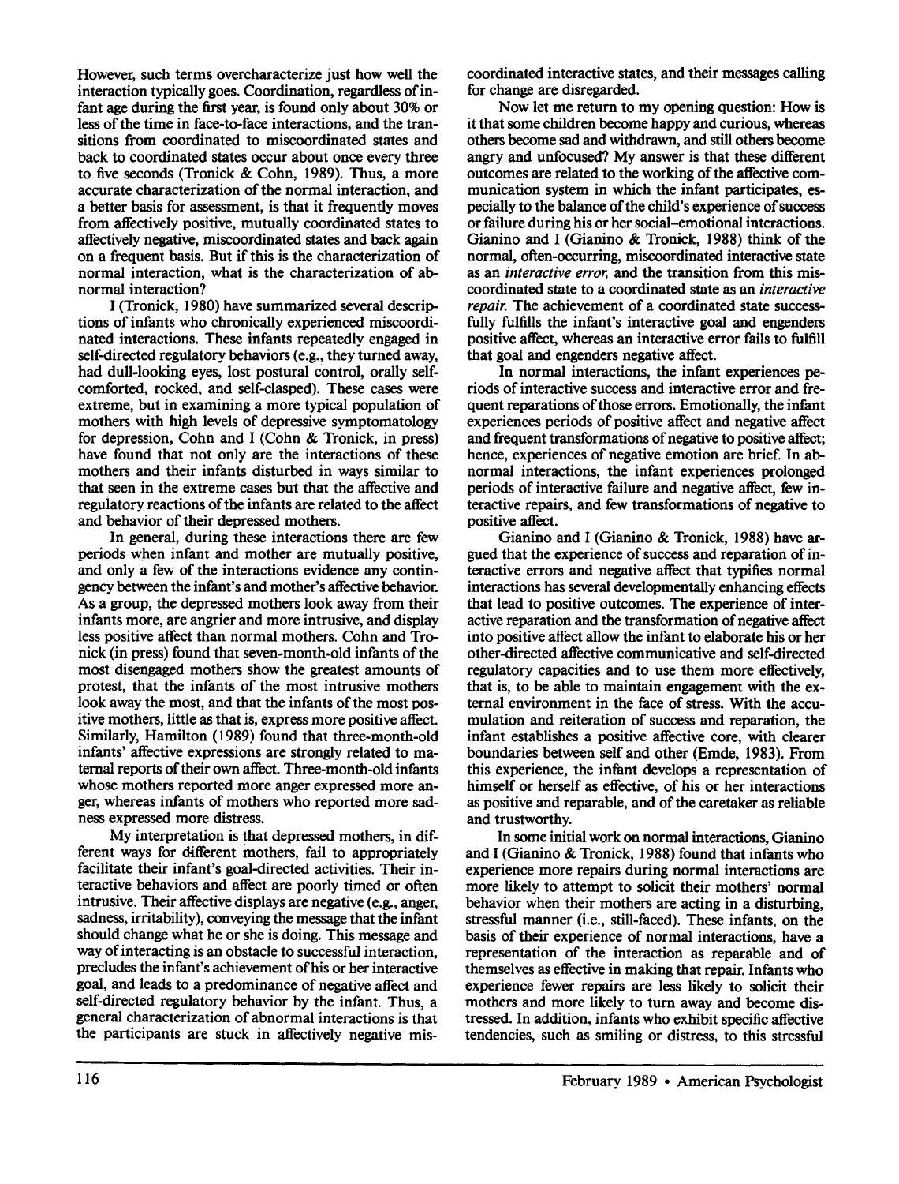However, such terms overcharacterize just how well the interaction typically goes. Coordination, regardless of infant age during the first year, is found only about 30% or less of the time in face-to-face interactions, and the transitions from coordinated to miscoordinated states and back to coordinated states occur about once every three to five seconds (Tronick & Cohn, 1989). Thus, a more accurate characterization of the normal interaction, and a better basis for assessment, is that it frequently moves from affectively positive, mutually coordinated states to affectively negative, miscoordinated states and back again on a frequent basis. But if this is the characterization of normal interaction, what is the characterization of abnormal interaction?

I (Tronick, 1980) have summarized several descriptions of infants who chronically experienced miscoordinated interactions. These infants repeatedly engaged in self-directed regulatory behaviors (e.g., they turned away, had dull-looking eyes, lost postural control, orally self-comforted, rocked, and self-clasped). These cases were extreme, but in examining a more typical population of mothers with high levels of depressive symptomatology for depression, Cohn and I (Cohn & Tronick, in press) have found that not only are the interactions of these mothers and their infants disturbed in ways similar to that seen in the extreme cases but that the affective and regulatory reactions of the infants are related to the affect and behavior of their depressed mothers.

In general, during these interactions there are few periods when infant and mother are mutually positive, and only a few of the interactions evidence any contingency between the infant's and mother's affective behavior. As a group, the depressed mothers look away from their infants more, are angrier and more intrusive, and display less positive affect than normal mothers. Cohn and Tronick (in press) found that seven-month-old infants of the most disengaged mothers show the greatest amounts of protest, that the infants of the most intrusive mothers look away the most, and that the infants of the most positive mothers, little as that is, express more positive affect. Similarly, Hamilton (1989) found that three-month-old infants' affective expressions are strongly related to maternal reports of their own affect. Three-month-old infants whose mothers reported more anger expressed more anger, whereas infants of mothers who reported more sadness expressed more distress.

My interpretation is that depressed mothers, in different ways for different mothers, fail to appropriately facilitate their infant's goal-directed activities. Their interactive behaviors and affect are poorly timed or often intrusive. Their affective displays are negative (e.g., anger, sadness, irritability), conveying the message that the infant should change what he or she is doing. This message and way of interacting is an obstacle to successful interaction, precludes the infant's achievement of his or her interactive goal, and leads to a predominance of negative affect and self-directed regulatory behavior by the infant. Thus, a general characterization of abnormal interactions is that the participants are stuck in affectively negative miscoordinated interactive states, and their messages calling for change are disregarded.

Now let me return to my opening question: How is it that some children become happy and curious, whereas others become sad and withdrawn, and still others become angry and unfocused? My answer is that these different outcomes are related to the working of the affective communication system in which the infant participates, especially to the balance of the child's experience of success or failure during his or her social–emotional interactions. Gianino and I (Gianino & Tronick, 1988) think of the normal, often-occurring, miscoordinated interactive state as an *interactive error*, and the transition from this miscoordinated state to a coordinated state as an *interactive repair*. The achievement of a coordinated state successfully fulfills the infant's interactive goal and engenders positive affect, whereas an interactive error fails to fulfill that goal and engenders negative affect.

In normal interactions, the infant experiences periods of interactive success and interactive error and frequent reparations of those errors. Emotionally, the infant experiences periods of positive affect and negative affect and frequent transformations of negative to positive affect; hence, experiences of negative emotion are brief. In abnormal interactions, the infant experiences prolonged periods of interactive failure and negative affect, few interactive repairs, and few transformations of negative to positive affect.

Gianino and I (Gianino & Tronick, 1988) have argued that the experience of success and reparation of interactive errors and negative affect that typifies normal interactions has several developmentally enhancing effects that lead to positive outcomes. The experience of interactive reparation and the transformation of negative affect into positive affect allow the infant to elaborate his or her other-directed affective communicative and self-directed regulatory capacities and to use them more effectively, that is, to be able to maintain engagement with the external environment in the face of stress. With the accumulation and reiteration of success and reparation, the infant establishes a positive affective core, with clearer boundaries between self and other (Emde, 1983). From this experience, the infant develops a representation of himself or herself as effective, of his or her interactions as positive and reparable, and of the caretaker as reliable and trustworthy.

In some initial work on normal interactions, Gianino and I (Gianino & Tronick, 1988) found that infants who experience more repairs during normal interactions are more likely to attempt to solicit their mothers' normal behavior when their mothers are acting in a disturbing, stressful manner (i.e., still-faced). These infants, on the basis of their experience of normal interactions, have a representation of the interaction as reparable and of themselves as effective in making that repair. Infants who experience fewer repairs are less likely to solicit their mothers and more likely to turn away and become distressed. In addition, infants who exhibit specific affective tendencies, such as smiling or distress, to this stressful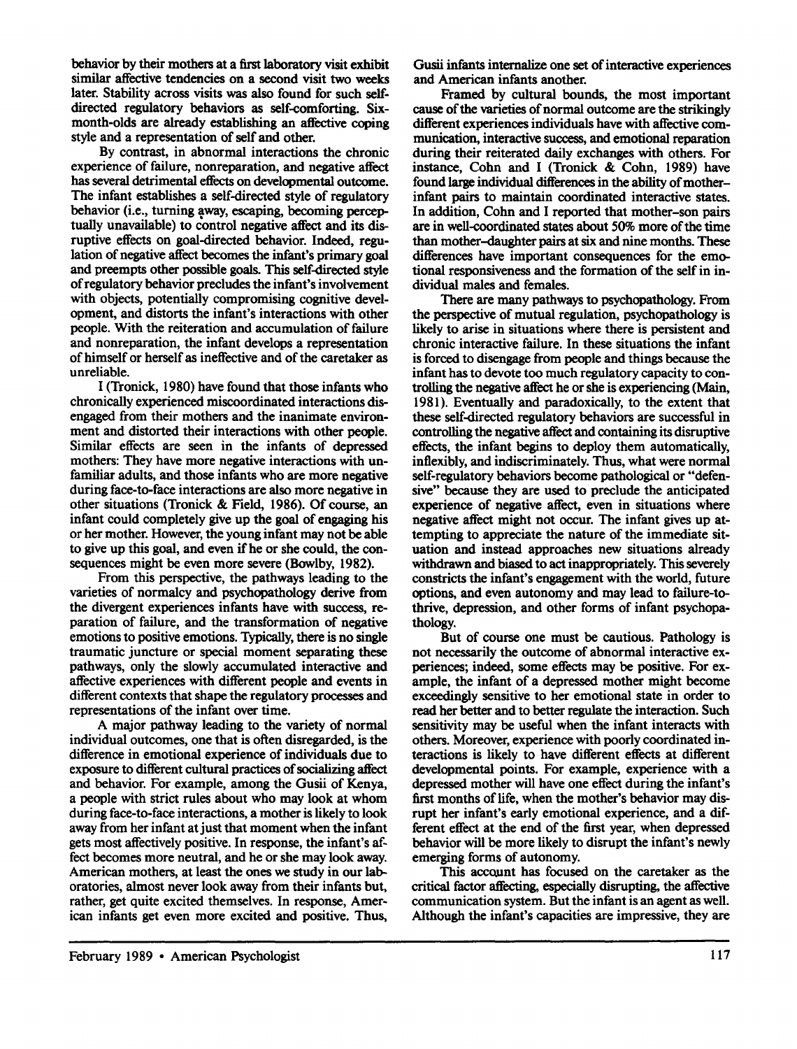behavior by their mothers at a first laboratory visit exhibit similar affective tendencies on a second visit two weeks later. Stability across visits was also found for such self-directed regulatory behaviors as self-comforting. Six-month-olds are already establishing an affective coping style and a representation of self and other.

By contrast, in abnormal interactions the chronic experience of failure, nonreparation, and negative affect has several detrimental effects on developmental outcome. The infant establishes a self-directed style of regulatory behavior (i.e., turning away, escaping, becoming perceptually unavailable) to control negative affect and its disruptive effects on goal-directed behavior. Indeed, regulation of negative affect becomes the infant's primary goal and preempts other possible goals. This self-directed style of regulatory behavior precludes the infant's involvement with objects, potentially compromising cognitive development, and distorts the infant's interactions with other people. With the reiteration and accumulation of failure and nonreparation, the infant develops a representation of himself or herself as ineffective and of the caretaker as unreliable.

I (Tronick, 1980) have found that those infants who chronically experienced miscoordinated interactions disengaged from their mothers and the inanimate environment and distorted their interactions with other people. Similar effects are seen in the infants of depressed mothers: They have more negative interactions with unfamiliar adults, and those infants who are more negative during face-to-face interactions are also more negative in other situations (Tronick & Field, 1986). Of course, an infant could completely give up the goal of engaging his or her mother. However, the young infant may not be able to give up this goal, and even if he or she could, the consequences might be even more severe (Bowlby, 1982).

From this perspective, the pathways leading to the varieties of normalcy and psychopathology derive from the divergent experiences infants have with success, reparation of failure, and the transformation of negative emotions to positive emotions. Typically, there is no single traumatic juncture or special moment separating these pathways, only the slowly accumulated interactive and affective experiences with different people and events in different contexts that shape the regulatory processes and representations of the infant over time.

A major pathway leading to the variety of normal individual outcomes, one that is often disregarded, is the difference in emotional experience of individuals due to exposure to different cultural practices of socializing affect and behavior. For example, among the Gusii of Kenya, a people with strict rules about who may look at whom during face-to-face interactions, a mother is likely to look away from her infant at just that moment when the infant gets most affectively positive. In response, the infant's affect becomes more neutral, and he or she may look away. American mothers, at least the ones we study in our laboratories, almost never look away from their infants but, rather, get quite excited themselves. In response, American infants get even more excited and positive. Thus, Gusii infants internalize one set of interactive experiences and American infants another.

Framed by cultural bounds, the most important cause of the varieties of normal outcome are the strikingly different experiences individuals have with affective communication, interactive success, and emotional reparation during their reiterated daily exchanges with others. For instance, Cohn and I (Tronick & Cohn, 1989) have found large individual differences in the ability of mother–infant pairs to maintain coordinated interactive states. In addition, Cohn and I reported that mother–son pairs are in well-coordinated states about 50% more of the time than mother–daughter pairs at six and nine months. These differences have important consequences for the emotional responsiveness and the formation of the self in individual males and females.

There are many pathways to psychopathology. From the perspective of mutual regulation, psychopathology is likely to arise in situations where there is persistent and chronic interactive failure. In these situations the infant is forced to disengage from people and things because the infant has to devote too much regulatory capacity to controlling the negative affect he or she is experiencing (Main, 1981). Eventually and paradoxically, to the extent that these self-directed regulatory behaviors are successful in controlling the negative affect and containing its disruptive effects, the infant begins to deploy them automatically, inflexibly, and indiscriminately. Thus, what were normal self-regulatory behaviors become pathological or "defensive" because they are used to preclude the anticipated experience of negative affect, even in situations where negative affect might not occur. The infant gives up attempting to appreciate the nature of the immediate situation and instead approaches new situations already withdrawn and biased to act inappropriately. This severely constricts the infant's engagement with the world, future options, and even autonomy and may lead to failure-to-thrive, depression, and other forms of infant psychopathology.

But of course one must be cautious. Pathology is not necessarily the outcome of abnormal interactive experiences; indeed, some effects may be positive. For example, the infant of a depressed mother might become exceedingly sensitive to her emotional state in order to read her better and to better regulate the interaction. Such sensitivity may be useful when the infant interacts with others. Moreover, experience with poorly coordinated interactions is likely to have different effects at different developmental points. For example, experience with a depressed mother will have one effect during the infant's first months of life, when the mother's behavior may disrupt her infant's early emotional experience, and a different effect at the end of the first year, when depressed behavior will be more likely to disrupt the infant's newly emerging forms of autonomy.

This account has focused on the caretaker as the critical factor affecting, especially disrupting, the affective communication system. But the infant is an agent as well. Although the infant's capacities are impressive, they are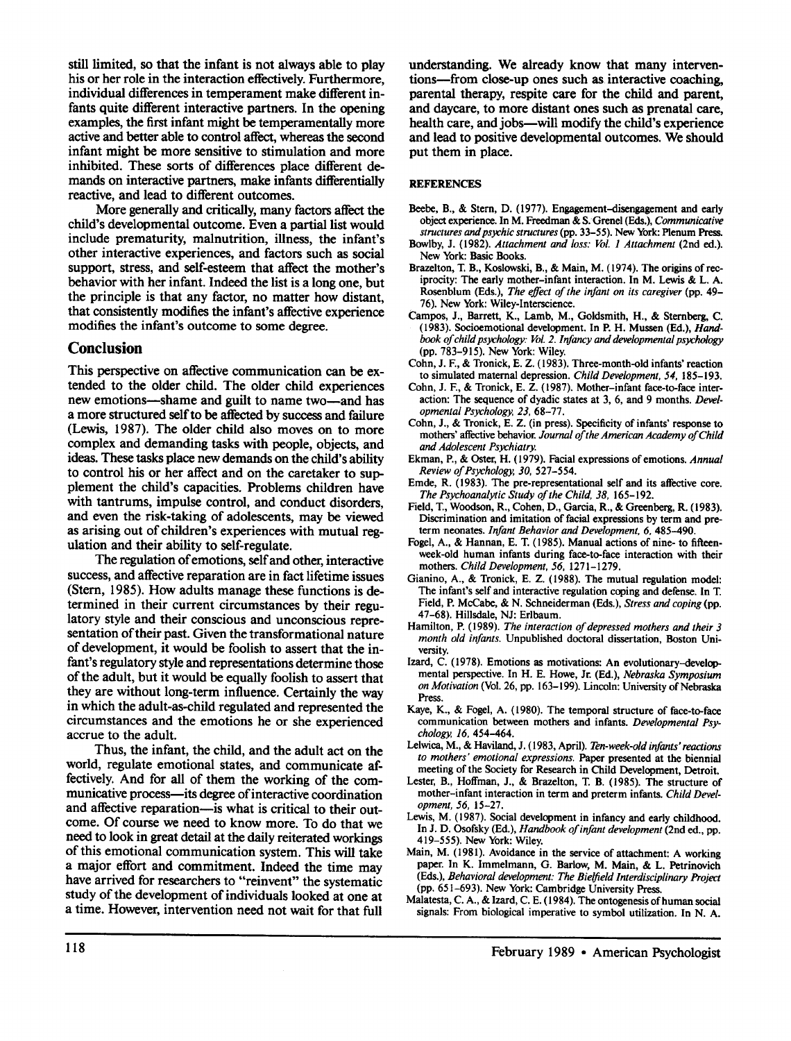still limited, so that the infant is not always able to play his or her role in the interaction effectively. Furthermore, individual differences in temperament make different infants quite different interactive partners. In the opening examples, the first infant might be temperamentally more active and better able to control affect, whereas the second infant might be more sensitive to stimulation and more inhibited. These sorts of differences place different demands on interactive partners, make infants differentially reactive, and lead to different outcomes.

More generally and critically, many factors affect the child's developmental outcome. Even a partial list would include prematurity, malnutrition, illness, the infant's other interactive experiences, and factors such as social support, stress, and self-esteem that affect the mother's behavior with her infant. Indeed the list is a long one, but the principle is that any factor, no matter how distant, that consistently modifies the infant's affective experience modifies the infant's outcome to some degree.

## Conclusion

This perspective on affective communication can be extended to the older child. The older child experiences new emotions—shame and guilt to name two—and has a more structured self to be affected by success and failure (Lewis, 1987). The older child also moves on to more complex and demanding tasks with people, objects, and ideas. These tasks place new demands on the child's ability to control his or her affect and on the caretaker to supplement the child's capacities. Problems children have with tantrums, impulse control, and conduct disorders, and even the risk-taking of adolescents, may be viewed as arising out of children's experiences with mutual regulation and their ability to self-regulate.

The regulation of emotions, self and other, interactive success, and affective reparation are in fact lifetime issues (Stern, 1985). How adults manage these functions is determined in their current circumstances by their regulatory style and their conscious and unconscious representation of their past. Given the transformational nature of development, it would be foolish to assert that the infant's regulatory style and representations determine those of the adult, but it would be equally foolish to assert that they are without long-term influence. Certainly the way in which the adult-as-child regulated and represented the circumstances and the emotions he or she experienced accrue to the adult.

Thus, the infant, the child, and the adult act on the world, regulate emotional states, and communicate affectively. And for all of them the working of the communicative process—its degree of interactive coordination and affective reparation—is what is critical to their outcome. Of course we need to know more. To do that we need to look in great detail at the daily reiterated workings of this emotional communication system. This will take a major effort and commitment. Indeed the time may have arrived for researchers to "reinvent" the systematic study of the development of individuals looked at one at a time. However, intervention need not wait for that full understanding. We already know that many interventions—from close-up ones such as interactive coaching, parental therapy, respite care for the child and parent, and daycare, to more distant ones such as prenatal care, health care, and jobs—will modify the child's experience and lead to positive developmental outcomes. We should put them in place.

### REFERENCES

Beebe, B., & Stern, D. (1977). Engagement-disengagement and early object experience. In M. Freedman & S. Grenel (Eds.), *Communicative structures and psychic structures* (pp. 33–55). New York: Plenum Press.

Bowlby, J. (1982). *Attachment and loss: Vol. 1 Attachment* (2nd ed.). New York: Basic Books.

Brazelton, T. B., Koslowski, B., & Main, M. (1974). The origins of reciprocity: The early mother-infant interaction. In M. Lewis & L. A. Rosenblum (Eds.), *The effect of the infant on its caregiver* (pp. 49–76). New York: Wiley-Interscience.

Campos, J., Barrett, K., Lamb, M., Goldsmith, H., & Sternberg, C. (1983). Socioemotional development. In P. H. Mussen (Ed.), *Handbook of child psychology: Vol. 2. Infancy and developmental psychology* (pp. 783–915). New York: Wiley.

Cohn, J. F., & Tronick, E. Z. (1983). Three-month-old infants' reaction to simulated maternal depression. *Child Development, 54,* 185–193.

Cohn, J. F., & Tronick, E. Z. (1987). Mother-infant face-to-face interaction: The sequence of dyadic states at 3, 6, and 9 months. *Developmental Psychology, 23,* 68–77.

Cohn, J., & Tronick, E. Z. (in press). Specificity of infants' response to mothers' affective behavior. *Journal of the American Academy of Child and Adolescent Psychiatry.*

Ekman, P., & Oster, H. (1979). Facial expressions of emotions. *Annual Review of Psychology, 30,* 527–554.

Emde, R. (1983). The pre-representational self and its affective core. *The Psychoanalytic Study of the Child, 38,* 165–192.

Field, T., Woodson, R., Cohen, D., Garcia, R., & Greenberg, R. (1983). Discrimination and imitation of facial expressions by term and preterm neonates. *Infant Behavior and Development, 6,* 485–490.

Fogel, A., & Hannan, E. T. (1985). Manual actions of nine- to fifteen-week-old human infants during face-to-face interaction with their mothers. *Child Development, 56,* 1271–1279.

Gianino, A., & Tronick, E. Z. (1988). The mutual regulation model: The infant's self and interactive regulation coping and defense. In T. Field, P. McCabe, & N. Schneiderman (Eds.), *Stress and coping* (pp. 47–68). Hillsdale, NJ: Erlbaum.

Hamilton, P. (1989). *The interaction of depressed mothers and their 3 month old infants.* Unpublished doctoral dissertation, Boston University.

Izard, C. (1978). Emotions as motivations: An evolutionary-developmental perspective. In H. E. Howe, Jr. (Ed.), *Nebraska Symposium on Motivation* (Vol. 26, pp. 163–199). Lincoln: University of Nebraska Press.

Kaye, K., & Fogel, A. (1980). The temporal structure of face-to-face communication between mothers and infants. *Developmental Psychology, 16,* 454–464.

Lelwica, M., & Haviland, J. (1983, April). *Ten-week-old infants' reactions to mothers' emotional expressions.* Paper presented at the biennial meeting of the Society for Research in Child Development, Detroit.

Lester, B., Hoffman, J., & Brazelton, T. B. (1985). The structure of mother-infant interaction in term and preterm infants. *Child Development, 56,* 15–27.

Lewis, M. (1987). Social development in infancy and early childhood. In J. D. Osofsky (Ed.), *Handbook of infant development* (2nd ed., pp. 419–555). New York: Wiley.

Main, M. (1981). Avoidance in the service of attachment: A working paper. In K. Immelmann, G. Barlow, M. Main, & L. Petrinovich (Eds.), *Behavioral development: The Bielfield Interdisciplinary Project* (pp. 651–693). New York: Cambridge University Press.

Malatesta, C. A., & Izard, C. E. (1984). The ontogenesis of human social signals: From biological imperative to symbol utilization. In N. A.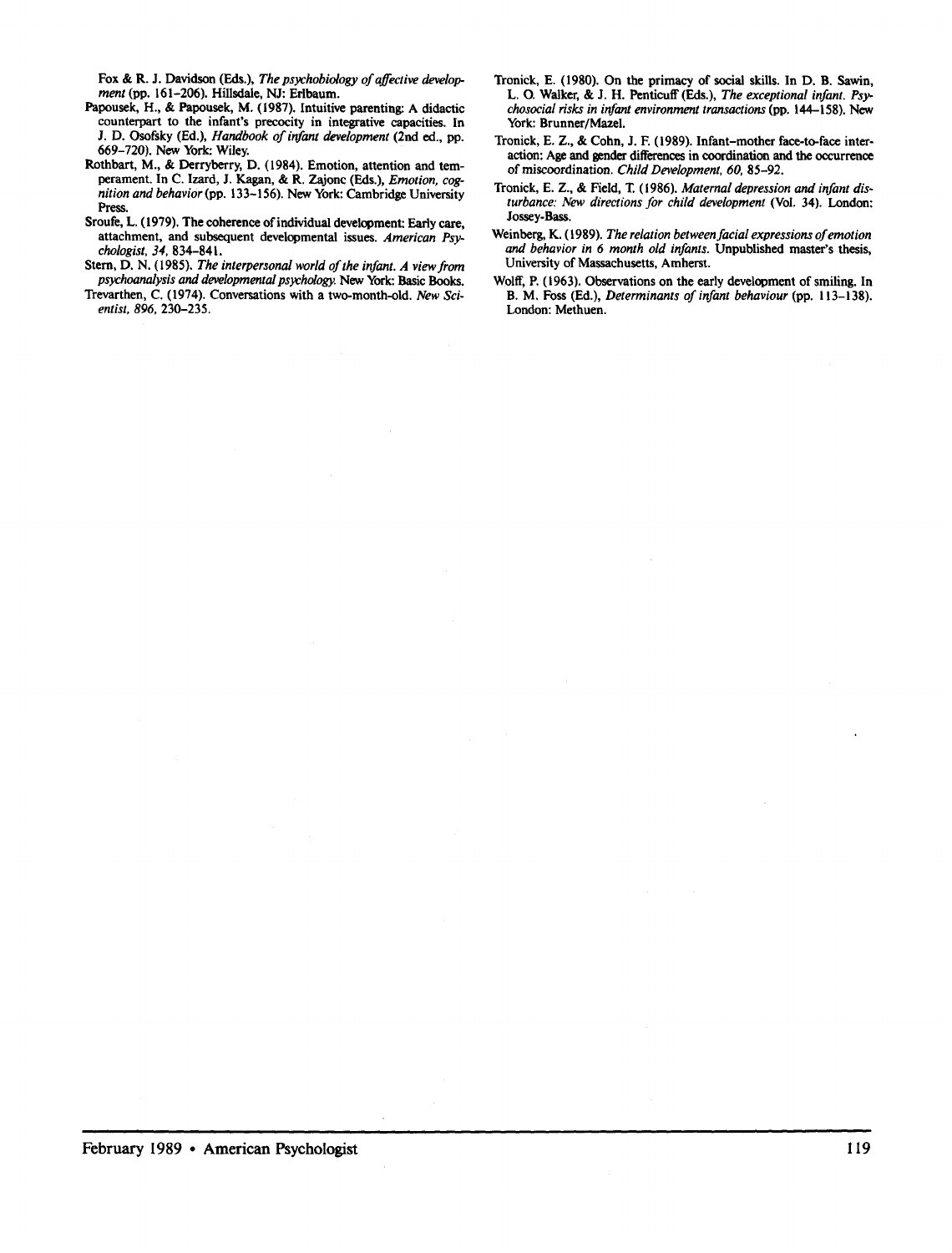Fox & R. J. Davidson (Eds.), *The psychobiology of affective development* (pp. 161–206). Hillsdale, NJ: Erlbaum.

Papousek, H., & Papousek, M. (1987). Intuitive parenting: A didactic counterpart to the infant's precocity in integrative capacities. In J. D. Osofsky (Ed.), *Handbook of infant development* (2nd ed., pp. 669–720). New York: Wiley.

Rothbart, M., & Derryberry, D. (1984). Emotion, attention and temperament. In C. Izard, J. Kagan, & R. Zajonc (Eds.), *Emotion, cognition and behavior* (pp. 133–156). New York: Cambridge University Press.

Sroufe, L. (1979). The coherence of individual development: Early care, attachment, and subsequent developmental issues. *American Psychologist, 34,* 834–841.

Stern, D. N. (1985). *The interpersonal world of the infant. A view from psychoanalysis and developmental psychology.* New York: Basic Books.

Trevarthen, C. (1974). Conversations with a two-month-old. *New Scientist, 896,* 230–235.

Tronick, E. (1980). On the primacy of social skills. In D. B. Sawin, L. O. Walker, & J. H. Penticuff (Eds.), *The exceptional infant. Psychosocial risks in infant environment transactions* (pp. 144–158). New York: Brunner/Mazel.

Tronick, E. Z., & Cohn, J. F. (1989). Infant–mother face-to-face interaction: Age and gender differences in coordination and the occurrence of miscoordination. *Child Development, 60,* 85–92.

Tronick, E. Z., & Field, T. (1986). *Maternal depression and infant disturbance: New directions for child development* (Vol. 34). London: Jossey-Bass.

Weinberg, K. (1989). *The relation between facial expressions of emotion and behavior in 6 month old infants.* Unpublished master's thesis, University of Massachusetts, Amherst.

Wolff, P. (1963). Observations on the early development of smiling. In B. M. Foss (Ed.), *Determinants of infant behaviour* (pp. 113–138). London: Methuen.